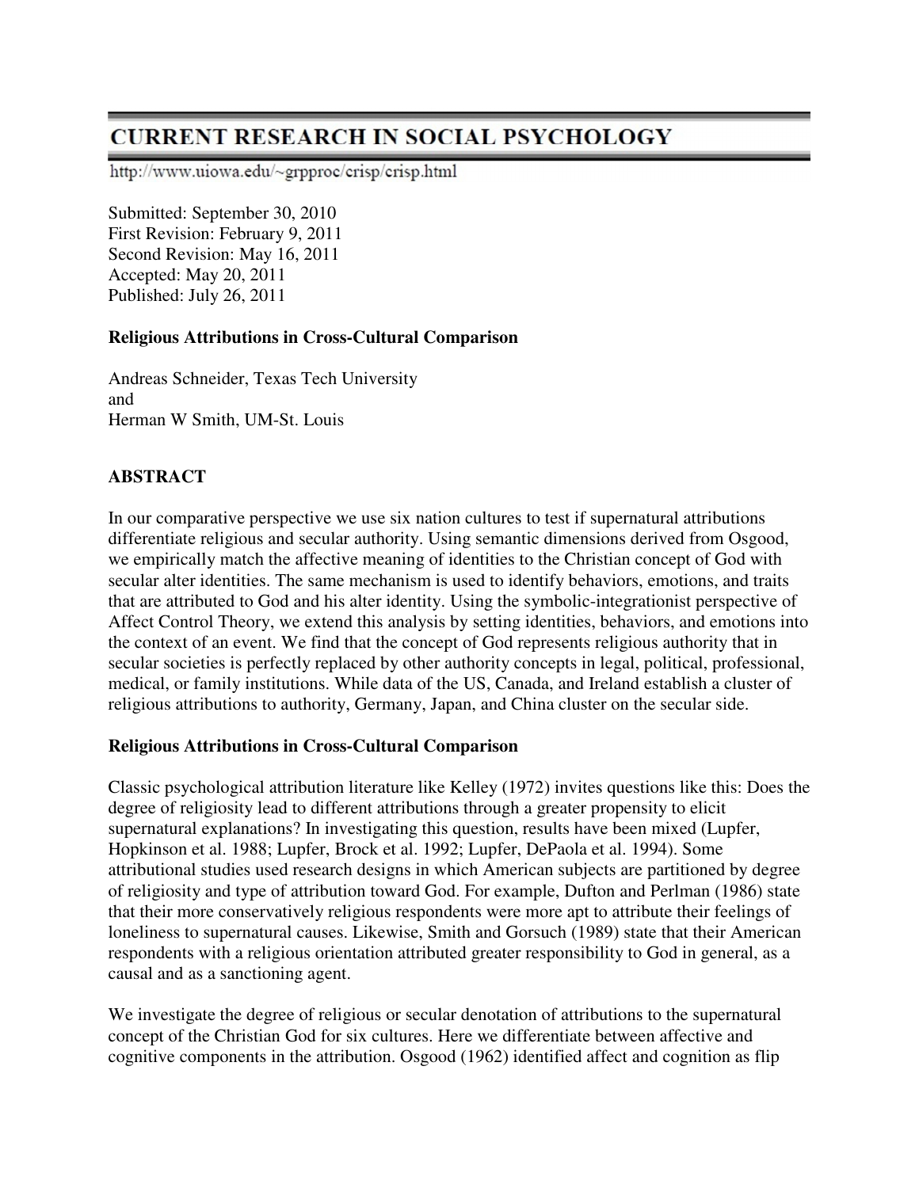# CURRENT RESEARCH IN SOCIAL PSYCHOLOGY

http://www.uiowa.edu/~grpproc/crisp/crisp.html

Submitted: September 30, 2010
First Revision: February 9, 2011
Second Revision: May 16, 2011
Accepted: May 20, 2011
Published: July 26, 2011

**Religious Attributions in Cross-Cultural Comparison**

Andreas Schneider, Texas Tech University
and
Herman W Smith, UM-St. Louis

**ABSTRACT**

In our comparative perspective we use six nation cultures to test if supernatural attributions differentiate religious and secular authority. Using semantic dimensions derived from Osgood, we empirically match the affective meaning of identities to the Christian concept of God with secular alter identities. The same mechanism is used to identify behaviors, emotions, and traits that are attributed to God and his alter identity. Using the symbolic-integrationist perspective of Affect Control Theory, we extend this analysis by setting identities, behaviors, and emotions into the context of an event. We find that the concept of God represents religious authority that in secular societies is perfectly replaced by other authority concepts in legal, political, professional, medical, or family institutions. While data of the US, Canada, and Ireland establish a cluster of religious attributions to authority, Germany, Japan, and China cluster on the secular side.

**Religious Attributions in Cross-Cultural Comparison**

Classic psychological attribution literature like Kelley (1972) invites questions like this: Does the degree of religiosity lead to different attributions through a greater propensity to elicit supernatural explanations? In investigating this question, results have been mixed (Lupfer, Hopkinson et al. 1988; Lupfer, Brock et al. 1992; Lupfer, DePaola et al. 1994). Some attributional studies used research designs in which American subjects are partitioned by degree of religiosity and type of attribution toward God. For example, Dufton and Perlman (1986) state that their more conservatively religious respondents were more apt to attribute their feelings of loneliness to supernatural causes. Likewise, Smith and Gorsuch (1989) state that their American respondents with a religious orientation attributed greater responsibility to God in general, as a causal and as a sanctioning agent.

We investigate the degree of religious or secular denotation of attributions to the supernatural concept of the Christian God for six cultures. Here we differentiate between affective and cognitive components in the attribution. Osgood (1962) identified affect and cognition as flip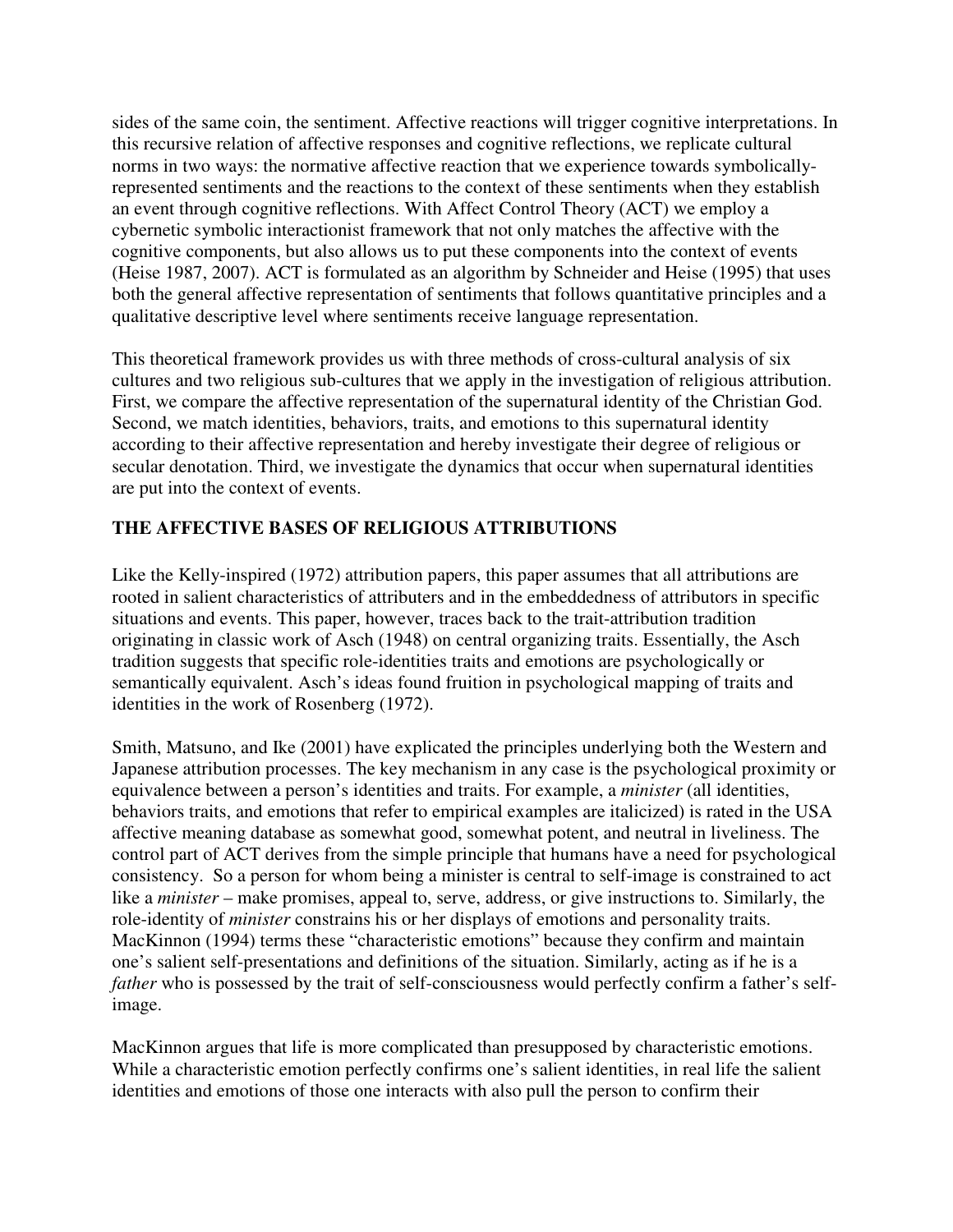sides of the same coin, the sentiment. Affective reactions will trigger cognitive interpretations. In this recursive relation of affective responses and cognitive reflections, we replicate cultural norms in two ways: the normative affective reaction that we experience towards symbolically-represented sentiments and the reactions to the context of these sentiments when they establish an event through cognitive reflections. With Affect Control Theory (ACT) we employ a cybernetic symbolic interactionist framework that not only matches the affective with the cognitive components, but also allows us to put these components into the context of events (Heise 1987, 2007). ACT is formulated as an algorithm by Schneider and Heise (1995) that uses both the general affective representation of sentiments that follows quantitative principles and a qualitative descriptive level where sentiments receive language representation.

This theoretical framework provides us with three methods of cross-cultural analysis of six cultures and two religious sub-cultures that we apply in the investigation of religious attribution. First, we compare the affective representation of the supernatural identity of the Christian God. Second, we match identities, behaviors, traits, and emotions to this supernatural identity according to their affective representation and hereby investigate their degree of religious or secular denotation. Third, we investigate the dynamics that occur when supernatural identities are put into the context of events.

## THE AFFECTIVE BASES OF RELIGIOUS ATTRIBUTIONS

Like the Kelly-inspired (1972) attribution papers, this paper assumes that all attributions are rooted in salient characteristics of attributers and in the embeddedness of attributors in specific situations and events. This paper, however, traces back to the trait-attribution tradition originating in classic work of Asch (1948) on central organizing traits. Essentially, the Asch tradition suggests that specific role-identities traits and emotions are psychologically or semantically equivalent. Asch's ideas found fruition in psychological mapping of traits and identities in the work of Rosenberg (1972).

Smith, Matsuno, and Ike (2001) have explicated the principles underlying both the Western and Japanese attribution processes. The key mechanism in any case is the psychological proximity or equivalence between a person's identities and traits. For example, a *minister* (all identities, behaviors traits, and emotions that refer to empirical examples are italicized) is rated in the USA affective meaning database as somewhat good, somewhat potent, and neutral in liveliness. The control part of ACT derives from the simple principle that humans have a need for psychological consistency. So a person for whom being a minister is central to self-image is constrained to act like a *minister* – make promises, appeal to, serve, address, or give instructions to. Similarly, the role-identity of *minister* constrains his or her displays of emotions and personality traits. MacKinnon (1994) terms these "characteristic emotions" because they confirm and maintain one's salient self-presentations and definitions of the situation. Similarly, acting as if he is a *father* who is possessed by the trait of self-consciousness would perfectly confirm a father's self-image.

MacKinnon argues that life is more complicated than presupposed by characteristic emotions. While a characteristic emotion perfectly confirms one's salient identities, in real life the salient identities and emotions of those one interacts with also pull the person to confirm their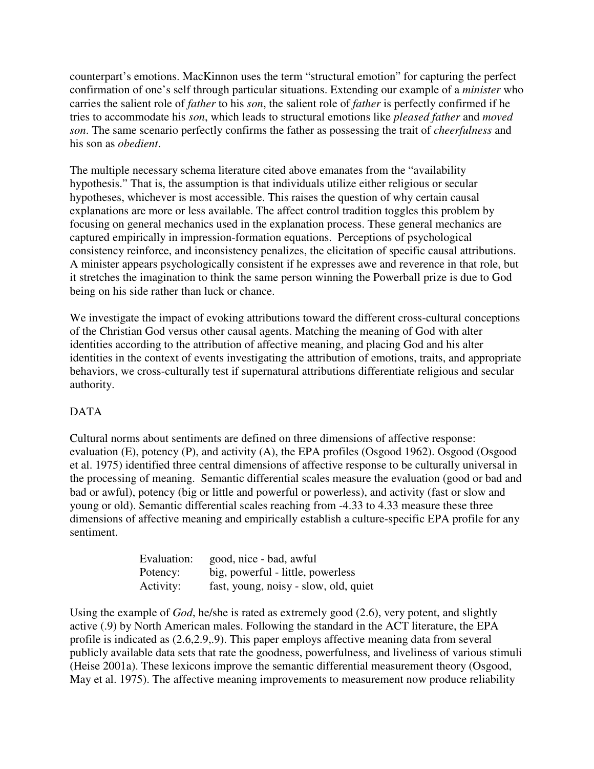counterpart's emotions. MacKinnon uses the term "structural emotion" for capturing the perfect confirmation of one's self through particular situations. Extending our example of a *minister* who carries the salient role of *father* to his *son*, the salient role of *father* is perfectly confirmed if he tries to accommodate his *son*, which leads to structural emotions like *pleased father* and *moved son*. The same scenario perfectly confirms the father as possessing the trait of *cheerfulness* and his son as *obedient*.

The multiple necessary schema literature cited above emanates from the "availability hypothesis." That is, the assumption is that individuals utilize either religious or secular hypotheses, whichever is most accessible. This raises the question of why certain causal explanations are more or less available. The affect control tradition toggles this problem by focusing on general mechanics used in the explanation process. These general mechanics are captured empirically in impression-formation equations. Perceptions of psychological consistency reinforce, and inconsistency penalizes, the elicitation of specific causal attributions. A minister appears psychologically consistent if he expresses awe and reverence in that role, but it stretches the imagination to think the same person winning the Powerball prize is due to God being on his side rather than luck or chance.

We investigate the impact of evoking attributions toward the different cross-cultural conceptions of the Christian God versus other causal agents. Matching the meaning of God with alter identities according to the attribution of affective meaning, and placing God and his alter identities in the context of events investigating the attribution of emotions, traits, and appropriate behaviors, we cross-culturally test if supernatural attributions differentiate religious and secular authority.

## DATA

Cultural norms about sentiments are defined on three dimensions of affective response: evaluation (E), potency (P), and activity (A), the EPA profiles (Osgood 1962). Osgood (Osgood et al. 1975) identified three central dimensions of affective response to be culturally universal in the processing of meaning. Semantic differential scales measure the evaluation (good or bad and bad or awful), potency (big or little and powerful or powerless), and activity (fast or slow and young or old). Semantic differential scales reaching from -4.33 to 4.33 measure these three dimensions of affective meaning and empirically establish a culture-specific EPA profile for any sentiment.

| | |
|---|---|
| Evaluation: | good, nice - bad, awful |
| Potency: | big, powerful - little, powerless |
| Activity: | fast, young, noisy - slow, old, quiet |

Using the example of *God*, he/she is rated as extremely good (2.6), very potent, and slightly active (.9) by North American males. Following the standard in the ACT literature, the EPA profile is indicated as (2.6,2.9,.9). This paper employs affective meaning data from several publicly available data sets that rate the goodness, powerfulness, and liveliness of various stimuli (Heise 2001a). These lexicons improve the semantic differential measurement theory (Osgood, May et al. 1975). The affective meaning improvements to measurement now produce reliability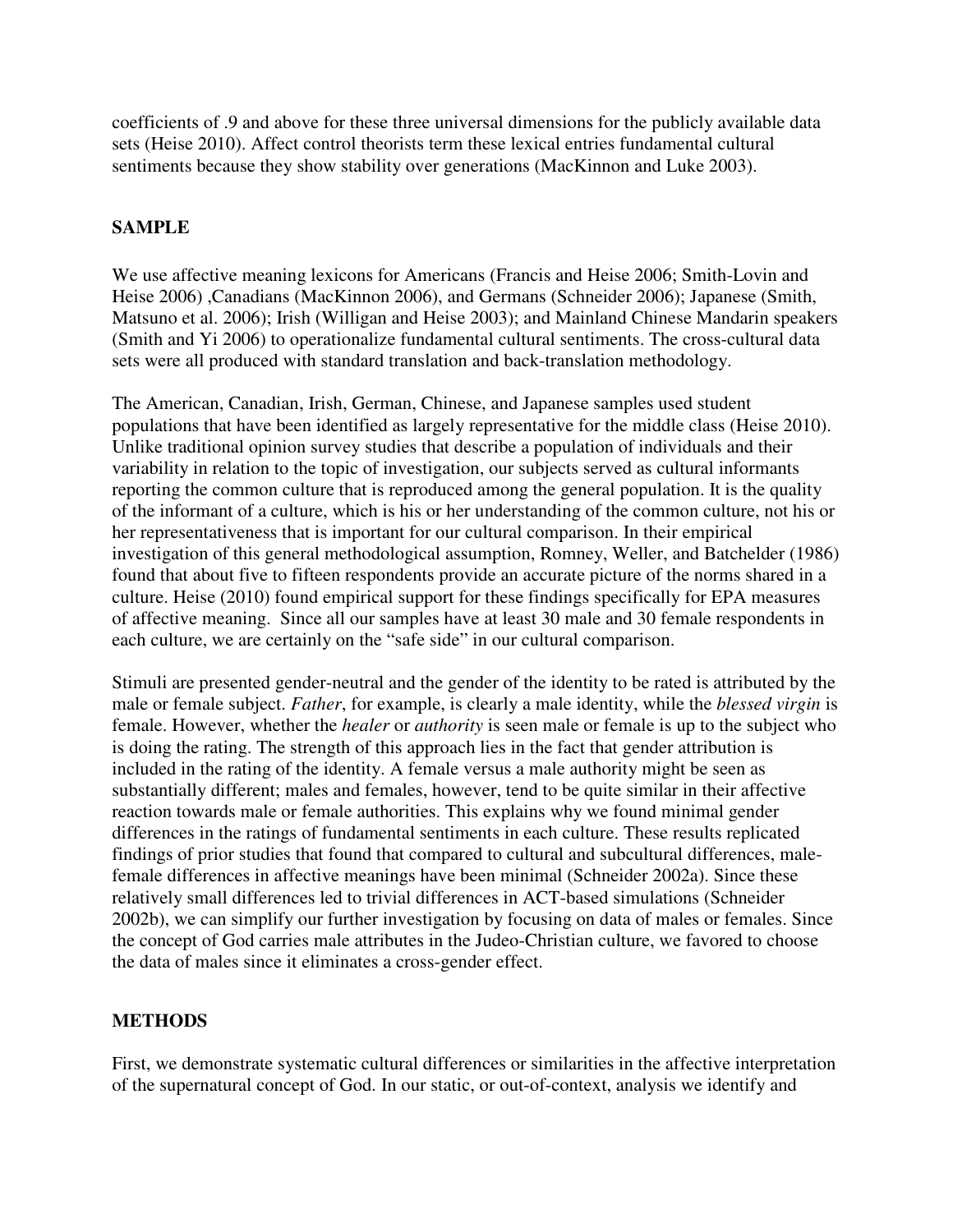coefficients of .9 and above for these three universal dimensions for the publicly available data sets (Heise 2010). Affect control theorists term these lexical entries fundamental cultural sentiments because they show stability over generations (MacKinnon and Luke 2003).

## SAMPLE

We use affective meaning lexicons for Americans (Francis and Heise 2006; Smith-Lovin and Heise 2006) ,Canadians (MacKinnon 2006), and Germans (Schneider 2006); Japanese (Smith, Matsuno et al. 2006); Irish (Willigan and Heise 2003); and Mainland Chinese Mandarin speakers (Smith and Yi 2006) to operationalize fundamental cultural sentiments. The cross-cultural data sets were all produced with standard translation and back-translation methodology.

The American, Canadian, Irish, German, Chinese, and Japanese samples used student populations that have been identified as largely representative for the middle class (Heise 2010). Unlike traditional opinion survey studies that describe a population of individuals and their variability in relation to the topic of investigation, our subjects served as cultural informants reporting the common culture that is reproduced among the general population. It is the quality of the informant of a culture, which is his or her understanding of the common culture, not his or her representativeness that is important for our cultural comparison. In their empirical investigation of this general methodological assumption, Romney, Weller, and Batchelder (1986) found that about five to fifteen respondents provide an accurate picture of the norms shared in a culture. Heise (2010) found empirical support for these findings specifically for EPA measures of affective meaning. Since all our samples have at least 30 male and 30 female respondents in each culture, we are certainly on the "safe side" in our cultural comparison.

Stimuli are presented gender-neutral and the gender of the identity to be rated is attributed by the male or female subject. *Father*, for example, is clearly a male identity, while the *blessed virgin* is female. However, whether the *healer* or *authority* is seen male or female is up to the subject who is doing the rating. The strength of this approach lies in the fact that gender attribution is included in the rating of the identity. A female versus a male authority might be seen as substantially different; males and females, however, tend to be quite similar in their affective reaction towards male or female authorities. This explains why we found minimal gender differences in the ratings of fundamental sentiments in each culture. These results replicated findings of prior studies that found that compared to cultural and subcultural differences, male-female differences in affective meanings have been minimal (Schneider 2002a). Since these relatively small differences led to trivial differences in ACT-based simulations (Schneider 2002b), we can simplify our further investigation by focusing on data of males or females. Since the concept of God carries male attributes in the Judeo-Christian culture, we favored to choose the data of males since it eliminates a cross-gender effect.

## METHODS

First, we demonstrate systematic cultural differences or similarities in the affective interpretation of the supernatural concept of God. In our static, or out-of-context, analysis we identify and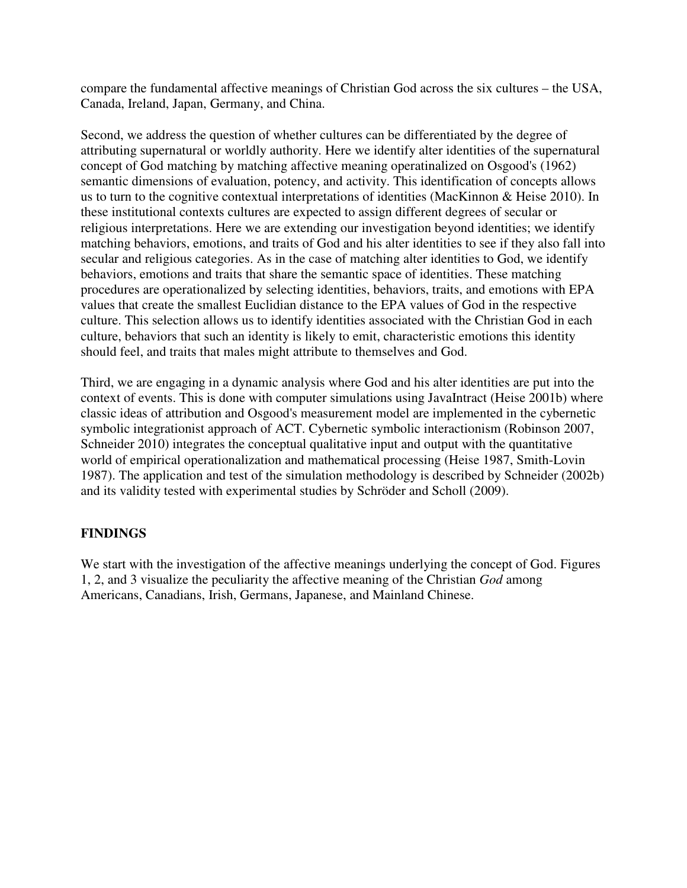compare the fundamental affective meanings of Christian God across the six cultures – the USA, Canada, Ireland, Japan, Germany, and China.

Second, we address the question of whether cultures can be differentiated by the degree of attributing supernatural or worldly authority. Here we identify alter identities of the supernatural concept of God matching by matching affective meaning operatinalized on Osgood's (1962) semantic dimensions of evaluation, potency, and activity. This identification of concepts allows us to turn to the cognitive contextual interpretations of identities (MacKinnon & Heise 2010). In these institutional contexts cultures are expected to assign different degrees of secular or religious interpretations. Here we are extending our investigation beyond identities; we identify matching behaviors, emotions, and traits of God and his alter identities to see if they also fall into secular and religious categories. As in the case of matching alter identities to God, we identify behaviors, emotions and traits that share the semantic space of identities. These matching procedures are operationalized by selecting identities, behaviors, traits, and emotions with EPA values that create the smallest Euclidian distance to the EPA values of God in the respective culture. This selection allows us to identify identities associated with the Christian God in each culture, behaviors that such an identity is likely to emit, characteristic emotions this identity should feel, and traits that males might attribute to themselves and God.

Third, we are engaging in a dynamic analysis where God and his alter identities are put into the context of events. This is done with computer simulations using JavaIntract (Heise 2001b) where classic ideas of attribution and Osgood's measurement model are implemented in the cybernetic symbolic integrationist approach of ACT. Cybernetic symbolic interactionism (Robinson 2007, Schneider 2010) integrates the conceptual qualitative input and output with the quantitative world of empirical operationalization and mathematical processing (Heise 1987, Smith-Lovin 1987). The application and test of the simulation methodology is described by Schneider (2002b) and its validity tested with experimental studies by Schröder and Scholl (2009).

## FINDINGS

We start with the investigation of the affective meanings underlying the concept of God. Figures 1, 2, and 3 visualize the peculiarity the affective meaning of the Christian *God* among Americans, Canadians, Irish, Germans, Japanese, and Mainland Chinese.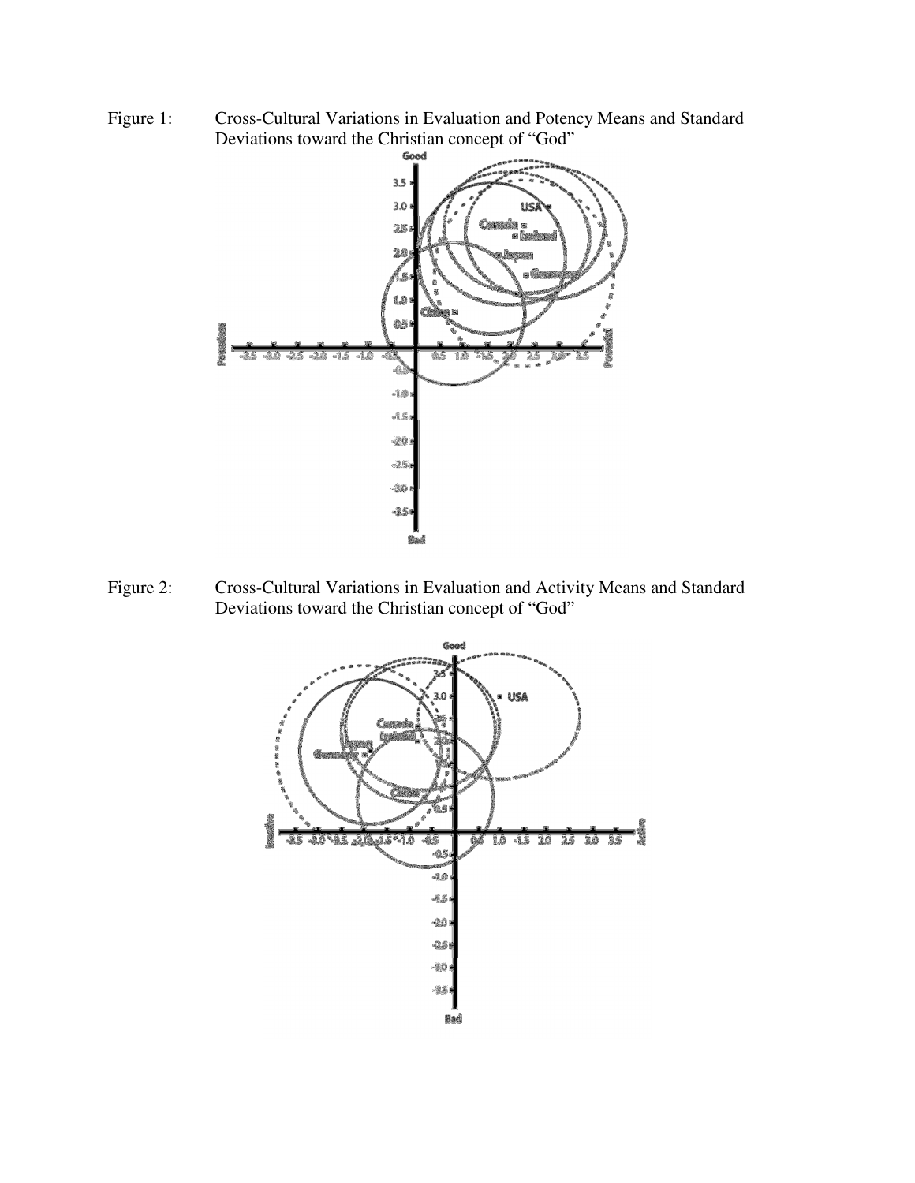Figure 1: Cross-Cultural Variations in Evaluation and Potency Means and Standard Deviations toward the Christian concept of "God"

Figure 2: Cross-Cultural Variations in Evaluation and Activity Means and Standard Deviations toward the Christian concept of "God"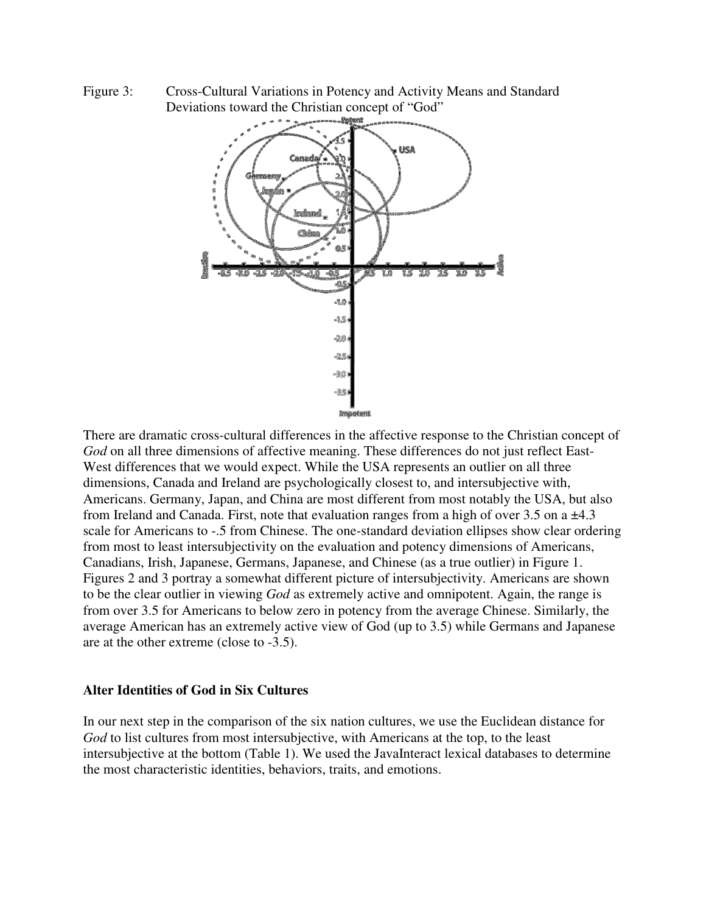Figure 3: Cross-Cultural Variations in Potency and Activity Means and Standard Deviations toward the Christian concept of "God"

There are dramatic cross-cultural differences in the affective response to the Christian concept of *God* on all three dimensions of affective meaning. These differences do not just reflect East-West differences that we would expect. While the USA represents an outlier on all three dimensions, Canada and Ireland are psychologically closest to, and intersubjective with, Americans. Germany, Japan, and China are most different from most notably the USA, but also from Ireland and Canada. First, note that evaluation ranges from a high of over 3.5 on a ±4.3 scale for Americans to -.5 from Chinese. The one-standard deviation ellipses show clear ordering from most to least intersubjectivity on the evaluation and potency dimensions of Americans, Canadians, Irish, Japanese, Germans, Japanese, and Chinese (as a true outlier) in Figure 1. Figures 2 and 3 portray a somewhat different picture of intersubjectivity. Americans are shown to be the clear outlier in viewing *God* as extremely active and omnipotent. Again, the range is from over 3.5 for Americans to below zero in potency from the average Chinese. Similarly, the average American has an extremely active view of God (up to 3.5) while Germans and Japanese are at the other extreme (close to -3.5).

## Alter Identities of God in Six Cultures

In our next step in the comparison of the six nation cultures, we use the Euclidean distance for *God* to list cultures from most intersubjective, with Americans at the top, to the least intersubjective at the bottom (Table 1). We used the JavaInteract lexical databases to determine the most characteristic identities, behaviors, traits, and emotions.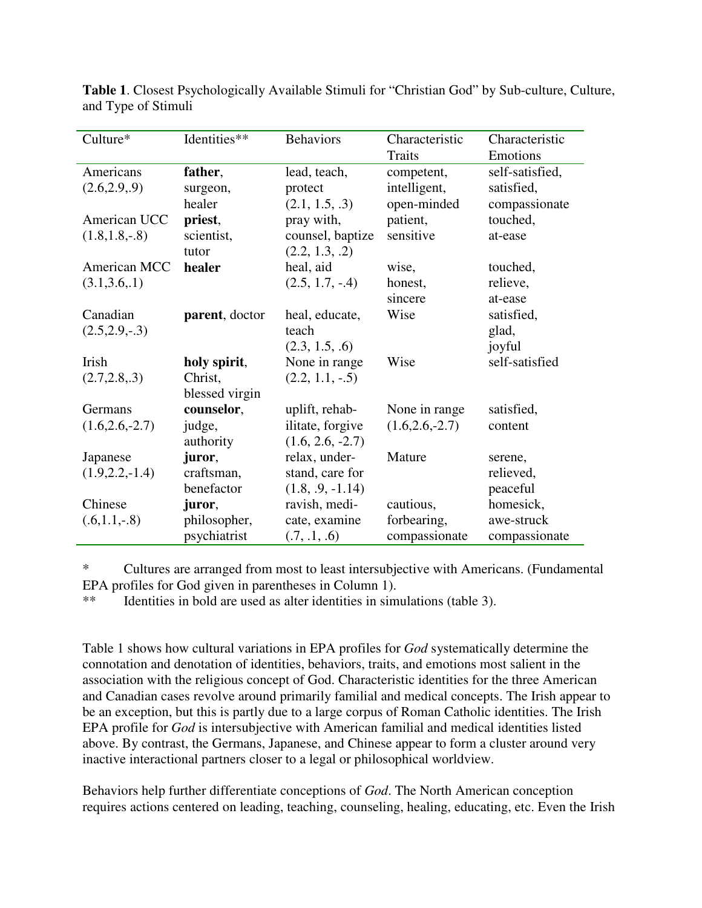**Table 1**. Closest Psychologically Available Stimuli for "Christian God" by Sub-culture, Culture, and Type of Stimuli

| Culture* | Identities** | Behaviors | Characteristic Traits | Characteristic Emotions |
|---|---|---|---|---|
| Americans (2.6,2.9,.9) | **father**, surgeon, healer | lead, teach, protect (2.1, 1.5, .3) | competent, intelligent, open-minded | self-satisfied, satisfied, compassionate |
| American UCC (1.8,1.8,-.8) | **priest**, scientist, tutor | pray with, counsel, baptize (2.2, 1.3, .2) | patient, sensitive | touched, at-ease |
| American MCC (3.1,3.6,.1) | **healer** | heal, aid (2.5, 1.7, -.4) | wise, honest, sincere | touched, relieve, at-ease |
| Canadian (2.5,2.9,-.3) | **parent**, doctor | heal, educate, teach (2.3, 1.5, .6) | Wise | satisfied, glad, joyful |
| Irish (2.7,2.8,.3) | **holy spirit**, Christ, blessed virgin | None in range (2.2, 1.1, -.5) | Wise | self-satisfied |
| Germans (1.6,2.6,-2.7) | **counselor**, judge, authority | uplift, rehab-ilitate, forgive (1.6, 2.6, -2.7) | None in range (1.6,2.6,-2.7) | satisfied, content |
| Japanese (1.9,2.2,-1.4) | **juror**, craftsman, benefactor | relax, under-stand, care for (1.8, .9, -1.14) | Mature | serene, relieved, peaceful |
| Chinese (.6,1.1,-.8) | **juror**, philosopher, psychiatrist | ravish, medi-cate, examine (.7, .1, .6) | cautious, forbearing, compassionate | homesick, awe-struck compassionate |

\* Cultures are arranged from most to least intersubjective with Americans. (Fundamental EPA profiles for God given in parentheses in Column 1).

\*\* Identities in bold are used as alter identities in simulations (table 3).

Table 1 shows how cultural variations in EPA profiles for *God* systematically determine the connotation and denotation of identities, behaviors, traits, and emotions most salient in the association with the religious concept of God. Characteristic identities for the three American and Canadian cases revolve around primarily familial and medical concepts. The Irish appear to be an exception, but this is partly due to a large corpus of Roman Catholic identities. The Irish EPA profile for *God* is intersubjective with American familial and medical identities listed above. By contrast, the Germans, Japanese, and Chinese appear to form a cluster around very inactive interactional partners closer to a legal or philosophical worldview.

Behaviors help further differentiate conceptions of *God*. The North American conception requires actions centered on leading, teaching, counseling, healing, educating, etc. Even the Irish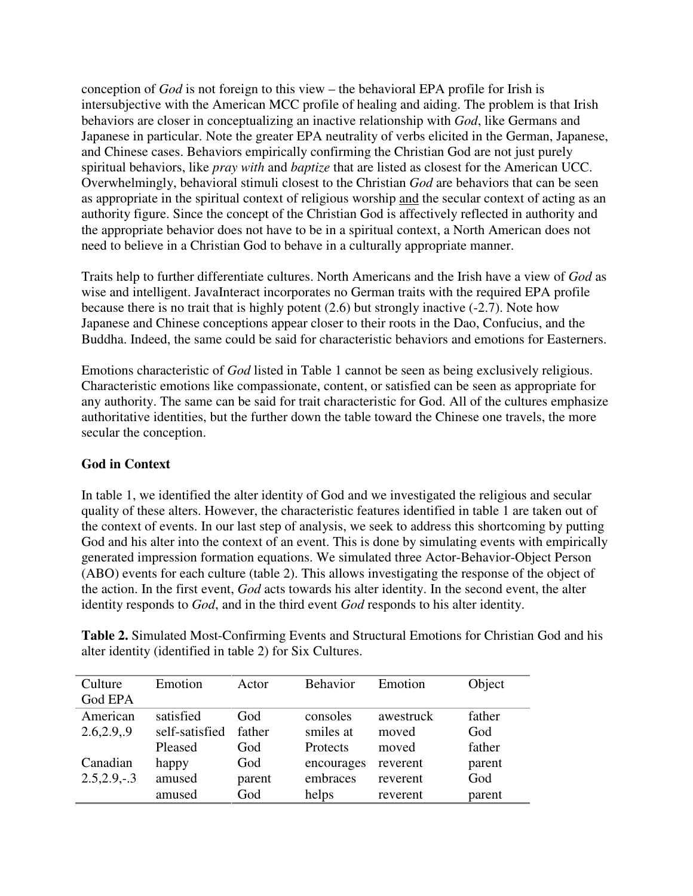conception of *God* is not foreign to this view – the behavioral EPA profile for Irish is intersubjective with the American MCC profile of healing and aiding. The problem is that Irish behaviors are closer in conceptualizing an inactive relationship with *God*, like Germans and Japanese in particular. Note the greater EPA neutrality of verbs elicited in the German, Japanese, and Chinese cases. Behaviors empirically confirming the Christian God are not just purely spiritual behaviors, like *pray with* and *baptize* that are listed as closest for the American UCC. Overwhelmingly, behavioral stimuli closest to the Christian *God* are behaviors that can be seen as appropriate in the spiritual context of religious worship <u>and</u> the secular context of acting as an authority figure. Since the concept of the Christian God is affectively reflected in authority and the appropriate behavior does not have to be in a spiritual context, a North American does not need to believe in a Christian God to behave in a culturally appropriate manner.

Traits help to further differentiate cultures. North Americans and the Irish have a view of *God* as wise and intelligent. JavaInteract incorporates no German traits with the required EPA profile because there is no trait that is highly potent (2.6) but strongly inactive (-2.7). Note how Japanese and Chinese conceptions appear closer to their roots in the Dao, Confucius, and the Buddha. Indeed, the same could be said for characteristic behaviors and emotions for Easterners.

Emotions characteristic of *God* listed in Table 1 cannot be seen as being exclusively religious. Characteristic emotions like compassionate, content, or satisfied can be seen as appropriate for any authority. The same can be said for trait characteristic for God. All of the cultures emphasize authoritative identities, but the further down the table toward the Chinese one travels, the more secular the conception.

**God in Context**

In table 1, we identified the alter identity of God and we investigated the religious and secular quality of these alters. However, the characteristic features identified in table 1 are taken out of the context of events. In our last step of analysis, we seek to address this shortcoming by putting God and his alter into the context of an event. This is done by simulating events with empirically generated impression formation equations. We simulated three Actor-Behavior-Object Person (ABO) events for each culture (table 2). This allows investigating the response of the object of the action. In the first event, *God* acts towards his alter identity. In the second event, the alter identity responds to *God*, and in the third event *God* responds to his alter identity.

**Table 2.** Simulated Most-Confirming Events and Structural Emotions for Christian God and his alter identity (identified in table 2) for Six Cultures.

| Culture God EPA | Emotion | Actor | Behavior | Emotion | Object |
|---|---|---|---|---|---|
| American | satisfied | God | consoles | awestruck | father |
| 2.6,2.9,.9 | self-satisfied | father | smiles at | moved | God |
| | Pleased | God | Protects | moved | father |
| Canadian | happy | God | encourages | reverent | parent |
| 2.5,2.9,-.3 | amused | parent | embraces | reverent | God |
| | amused | God | helps | reverent | parent |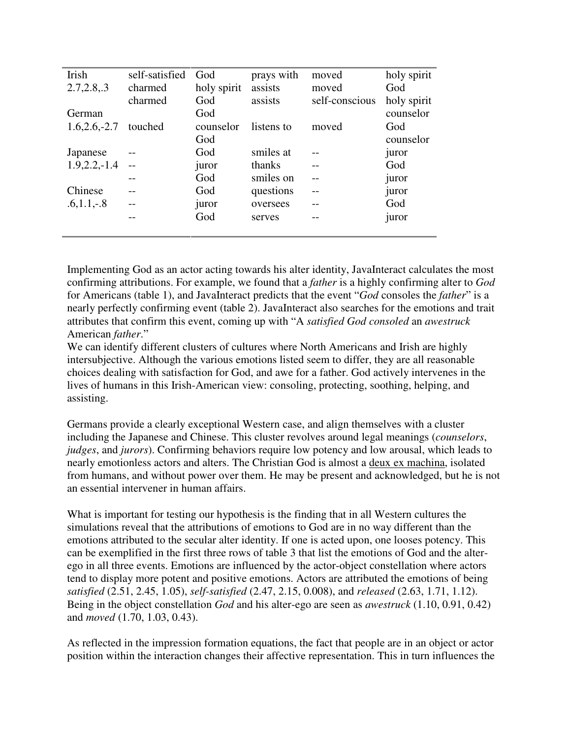| | | | | | |
|---|---|---|---|---|---|
| Irish | self-satisfied | God | prays with | moved | holy spirit |
| 2.7,2.8,.3 | charmed | holy spirit | assists | moved | God |
| | charmed | God | assists | self-conscious | holy spirit |
| German | | God | | | counselor |
| 1.6,2.6,-2.7 | touched | counselor | listens to | moved | God |
| | | God | | | counselor |
| Japanese | -- | God | smiles at | -- | juror |
| 1.9,2.2,-1.4 | -- | juror | thanks | -- | God |
| | -- | God | smiles on | -- | juror |
| Chinese | -- | God | questions | -- | juror |
| .6,1.1,-.8 | -- | juror | oversees | -- | God |
| | -- | God | serves | -- | juror |

Implementing God as an actor acting towards his alter identity, JavaInteract calculates the most confirming attributions. For example, we found that a *father* is a highly confirming alter to *God* for Americans (table 1), and JavaInteract predicts that the event "*God* consoles the *father*" is a nearly perfectly confirming event (table 2). JavaInteract also searches for the emotions and trait attributes that confirm this event, coming up with "A *satisfied God consoled* an *awestruck* American *father*."

We can identify different clusters of cultures where North Americans and Irish are highly intersubjective. Although the various emotions listed seem to differ, they are all reasonable choices dealing with satisfaction for God, and awe for a father. God actively intervenes in the lives of humans in this Irish-American view: consoling, protecting, soothing, helping, and assisting.

Germans provide a clearly exceptional Western case, and align themselves with a cluster including the Japanese and Chinese. This cluster revolves around legal meanings (*counselors*, *judges*, and *jurors*). Confirming behaviors require low potency and low arousal, which leads to nearly emotionless actors and alters. The Christian God is almost a deux ex machina, isolated from humans, and without power over them. He may be present and acknowledged, but he is not an essential intervener in human affairs.

What is important for testing our hypothesis is the finding that in all Western cultures the simulations reveal that the attributions of emotions to God are in no way different than the emotions attributed to the secular alter identity. If one is acted upon, one looses potency. This can be exemplified in the first three rows of table 3 that list the emotions of God and the alter-ego in all three events. Emotions are influenced by the actor-object constellation where actors tend to display more potent and positive emotions. Actors are attributed the emotions of being *satisfied* (2.51, 2.45, 1.05), *self-satisfied* (2.47, 2.15, 0.008), and *released* (2.63, 1.71, 1.12). Being in the object constellation *God* and his alter-ego are seen as *awestruck* (1.10, 0.91, 0.42) and *moved* (1.70, 1.03, 0.43).

As reflected in the impression formation equations, the fact that people are in an object or actor position within the interaction changes their affective representation. This in turn influences the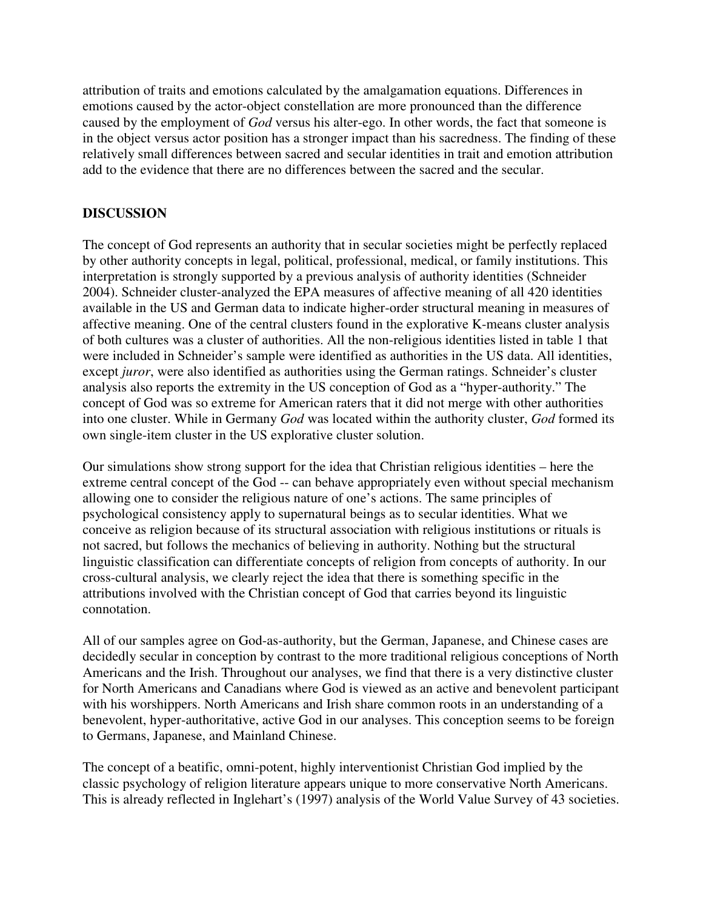attribution of traits and emotions calculated by the amalgamation equations. Differences in emotions caused by the actor-object constellation are more pronounced than the difference caused by the employment of *God* versus his alter-ego. In other words, the fact that someone is in the object versus actor position has a stronger impact than his sacredness. The finding of these relatively small differences between sacred and secular identities in trait and emotion attribution add to the evidence that there are no differences between the sacred and the secular.

## DISCUSSION

The concept of God represents an authority that in secular societies might be perfectly replaced by other authority concepts in legal, political, professional, medical, or family institutions. This interpretation is strongly supported by a previous analysis of authority identities (Schneider 2004). Schneider cluster-analyzed the EPA measures of affective meaning of all 420 identities available in the US and German data to indicate higher-order structural meaning in measures of affective meaning. One of the central clusters found in the explorative K-means cluster analysis of both cultures was a cluster of authorities. All the non-religious identities listed in table 1 that were included in Schneider's sample were identified as authorities in the US data. All identities, except *juror*, were also identified as authorities using the German ratings. Schneider's cluster analysis also reports the extremity in the US conception of God as a "hyper-authority." The concept of God was so extreme for American raters that it did not merge with other authorities into one cluster. While in Germany *God* was located within the authority cluster, *God* formed its own single-item cluster in the US explorative cluster solution.

Our simulations show strong support for the idea that Christian religious identities – here the extreme central concept of the God -- can behave appropriately even without special mechanism allowing one to consider the religious nature of one's actions. The same principles of psychological consistency apply to supernatural beings as to secular identities. What we conceive as religion because of its structural association with religious institutions or rituals is not sacred, but follows the mechanics of believing in authority. Nothing but the structural linguistic classification can differentiate concepts of religion from concepts of authority. In our cross-cultural analysis, we clearly reject the idea that there is something specific in the attributions involved with the Christian concept of God that carries beyond its linguistic connotation.

All of our samples agree on God-as-authority, but the German, Japanese, and Chinese cases are decidedly secular in conception by contrast to the more traditional religious conceptions of North Americans and the Irish. Throughout our analyses, we find that there is a very distinctive cluster for North Americans and Canadians where God is viewed as an active and benevolent participant with his worshippers. North Americans and Irish share common roots in an understanding of a benevolent, hyper-authoritative, active God in our analyses. This conception seems to be foreign to Germans, Japanese, and Mainland Chinese.

The concept of a beatific, omni-potent, highly interventionist Christian God implied by the classic psychology of religion literature appears unique to more conservative North Americans. This is already reflected in Inglehart's (1997) analysis of the World Value Survey of 43 societies.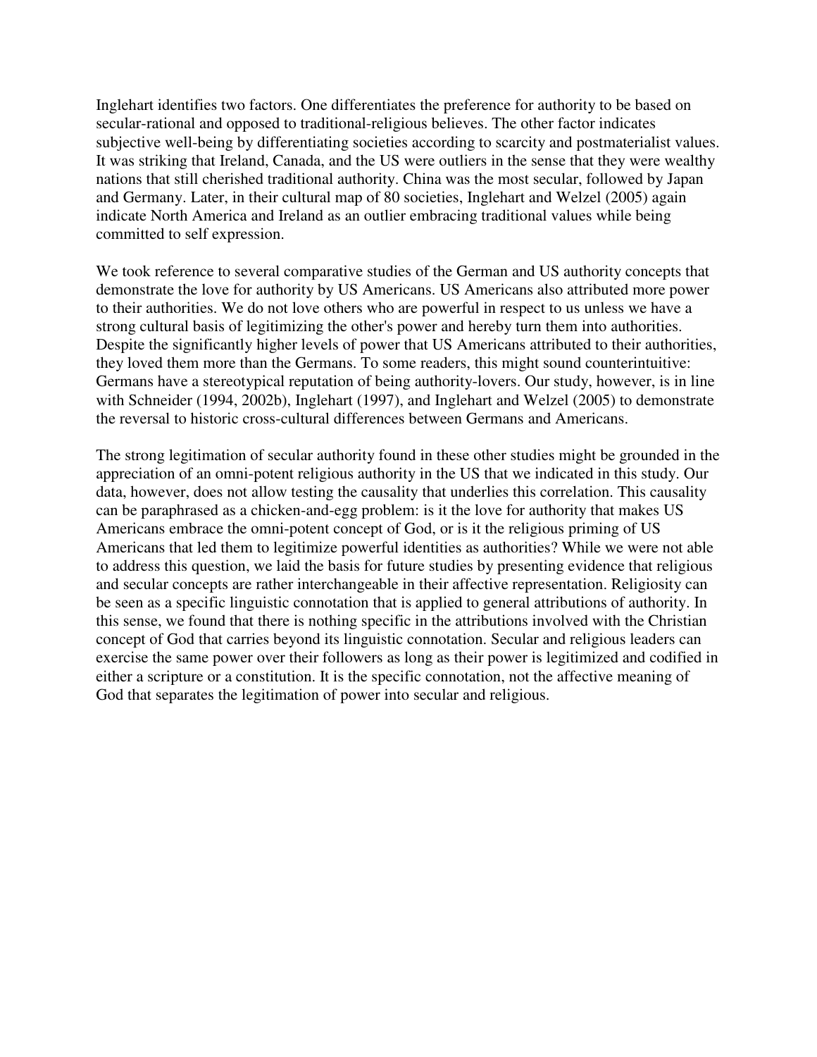Inglehart identifies two factors. One differentiates the preference for authority to be based on secular-rational and opposed to traditional-religious believes. The other factor indicates subjective well-being by differentiating societies according to scarcity and postmaterialist values. It was striking that Ireland, Canada, and the US were outliers in the sense that they were wealthy nations that still cherished traditional authority. China was the most secular, followed by Japan and Germany. Later, in their cultural map of 80 societies, Inglehart and Welzel (2005) again indicate North America and Ireland as an outlier embracing traditional values while being committed to self expression.

We took reference to several comparative studies of the German and US authority concepts that demonstrate the love for authority by US Americans. US Americans also attributed more power to their authorities. We do not love others who are powerful in respect to us unless we have a strong cultural basis of legitimizing the other's power and hereby turn them into authorities. Despite the significantly higher levels of power that US Americans attributed to their authorities, they loved them more than the Germans. To some readers, this might sound counterintuitive: Germans have a stereotypical reputation of being authority-lovers. Our study, however, is in line with Schneider (1994, 2002b), Inglehart (1997), and Inglehart and Welzel (2005) to demonstrate the reversal to historic cross-cultural differences between Germans and Americans.

The strong legitimation of secular authority found in these other studies might be grounded in the appreciation of an omni-potent religious authority in the US that we indicated in this study. Our data, however, does not allow testing the causality that underlies this correlation. This causality can be paraphrased as a chicken-and-egg problem: is it the love for authority that makes US Americans embrace the omni-potent concept of God, or is it the religious priming of US Americans that led them to legitimize powerful identities as authorities? While we were not able to address this question, we laid the basis for future studies by presenting evidence that religious and secular concepts are rather interchangeable in their affective representation. Religiosity can be seen as a specific linguistic connotation that is applied to general attributions of authority. In this sense, we found that there is nothing specific in the attributions involved with the Christian concept of God that carries beyond its linguistic connotation. Secular and religious leaders can exercise the same power over their followers as long as their power is legitimized and codified in either a scripture or a constitution. It is the specific connotation, not the affective meaning of God that separates the legitimation of power into secular and religious.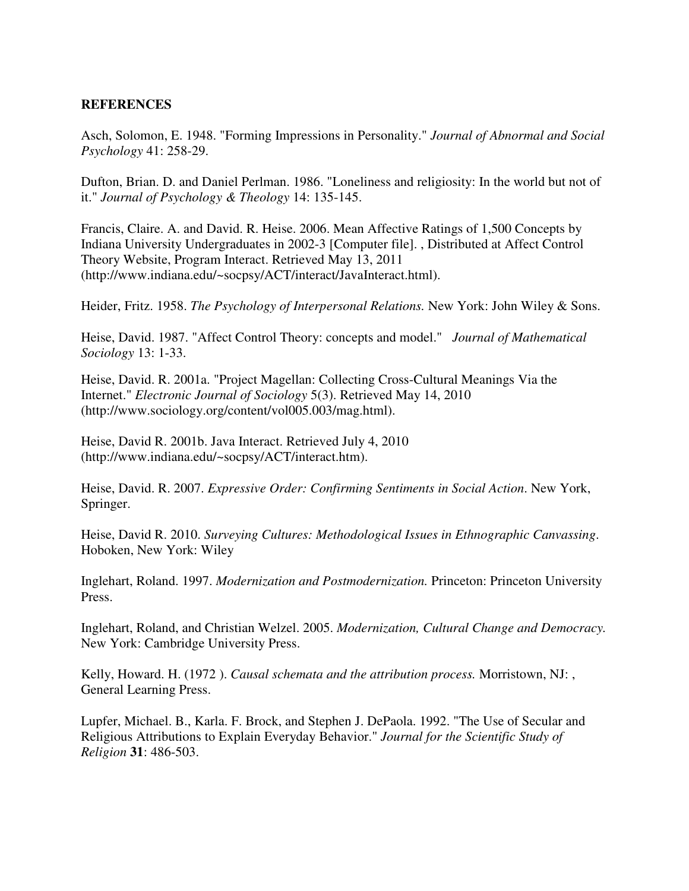## REFERENCES

Asch, Solomon, E. 1948. "Forming Impressions in Personality." *Journal of Abnormal and Social Psychology* 41: 258-29.

Dufton, Brian. D. and Daniel Perlman. 1986. "Loneliness and religiosity: In the world but not of it." *Journal of Psychology & Theology* 14: 135-145.

Francis, Claire. A. and David. R. Heise. 2006. Mean Affective Ratings of 1,500 Concepts by Indiana University Undergraduates in 2002-3 [Computer file]. , Distributed at Affect Control Theory Website, Program Interact. Retrieved May 13, 2011 (http://www.indiana.edu/~socpsy/ACT/interact/JavaInteract.html).

Heider, Fritz. 1958. *The Psychology of Interpersonal Relations.* New York: John Wiley & Sons.

Heise, David. 1987. "Affect Control Theory: concepts and model." *Journal of Mathematical Sociology* 13: 1-33.

Heise, David. R. 2001a. "Project Magellan: Collecting Cross-Cultural Meanings Via the Internet." *Electronic Journal of Sociology* 5(3). Retrieved May 14, 2010 (http://www.sociology.org/content/vol005.003/mag.html).

Heise, David R. 2001b. Java Interact. Retrieved July 4, 2010 (http://www.indiana.edu/~socpsy/ACT/interact.htm).

Heise, David. R. 2007. *Expressive Order: Confirming Sentiments in Social Action*. New York, Springer.

Heise, David R. 2010. *Surveying Cultures: Methodological Issues in Ethnographic Canvassing*. Hoboken, New York: Wiley

Inglehart, Roland. 1997. *Modernization and Postmodernization.* Princeton: Princeton University Press.

Inglehart, Roland, and Christian Welzel. 2005. *Modernization, Cultural Change and Democracy.* New York: Cambridge University Press.

Kelly, Howard. H. (1972 ). *Causal schemata and the attribution process.* Morristown, NJ: , General Learning Press.

Lupfer, Michael. B., Karla. F. Brock, and Stephen J. DePaola. 1992. "The Use of Secular and Religious Attributions to Explain Everyday Behavior." *Journal for the Scientific Study of Religion* **31**: 486-503.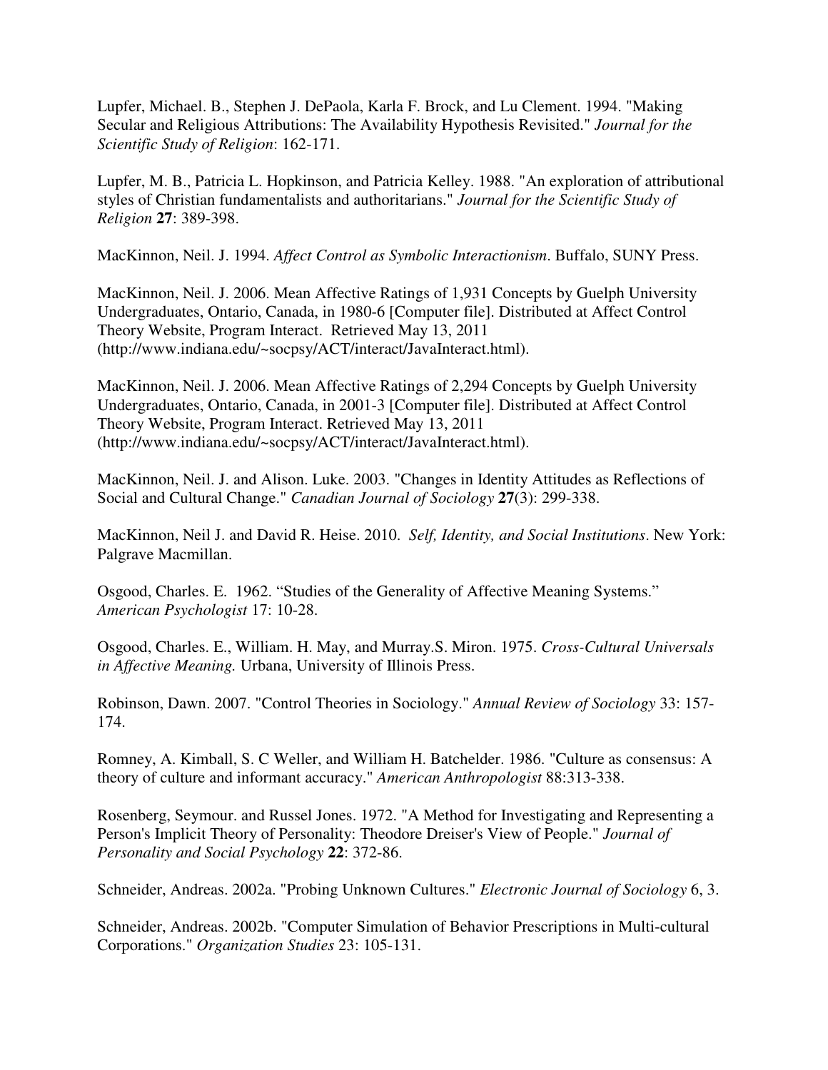Lupfer, Michael. B., Stephen J. DePaola, Karla F. Brock, and Lu Clement. 1994. "Making Secular and Religious Attributions: The Availability Hypothesis Revisited." *Journal for the Scientific Study of Religion*: 162-171.

Lupfer, M. B., Patricia L. Hopkinson, and Patricia Kelley. 1988. "An exploration of attributional styles of Christian fundamentalists and authoritarians." *Journal for the Scientific Study of Religion* **27**: 389-398.

MacKinnon, Neil. J. 1994. *Affect Control as Symbolic Interactionism*. Buffalo, SUNY Press.

MacKinnon, Neil. J. 2006. Mean Affective Ratings of 1,931 Concepts by Guelph University Undergraduates, Ontario, Canada, in 1980-6 [Computer file]. Distributed at Affect Control Theory Website, Program Interact. Retrieved May 13, 2011 (http://www.indiana.edu/~socpsy/ACT/interact/JavaInteract.html).

MacKinnon, Neil. J. 2006. Mean Affective Ratings of 2,294 Concepts by Guelph University Undergraduates, Ontario, Canada, in 2001-3 [Computer file]. Distributed at Affect Control Theory Website, Program Interact. Retrieved May 13, 2011 (http://www.indiana.edu/~socpsy/ACT/interact/JavaInteract.html).

MacKinnon, Neil. J. and Alison. Luke. 2003. "Changes in Identity Attitudes as Reflections of Social and Cultural Change." *Canadian Journal of Sociology* **27**(3): 299-338.

MacKinnon, Neil J. and David R. Heise. 2010. *Self, Identity, and Social Institutions*. New York: Palgrave Macmillan.

Osgood, Charles. E. 1962. "Studies of the Generality of Affective Meaning Systems." *American Psychologist* 17: 10-28.

Osgood, Charles. E., William. H. May, and Murray.S. Miron. 1975. *Cross-Cultural Universals in Affective Meaning.* Urbana, University of Illinois Press.

Robinson, Dawn. 2007. "Control Theories in Sociology." *Annual Review of Sociology* 33: 157-174.

Romney, A. Kimball, S. C Weller, and William H. Batchelder. 1986. "Culture as consensus: A theory of culture and informant accuracy." *American Anthropologist* 88:313-338.

Rosenberg, Seymour. and Russel Jones. 1972. "A Method for Investigating and Representing a Person's Implicit Theory of Personality: Theodore Dreiser's View of People." *Journal of Personality and Social Psychology* **22**: 372-86.

Schneider, Andreas. 2002a. "Probing Unknown Cultures." *Electronic Journal of Sociology* 6, 3.

Schneider, Andreas. 2002b. "Computer Simulation of Behavior Prescriptions in Multi-cultural Corporations." *Organization Studies* 23: 105-131.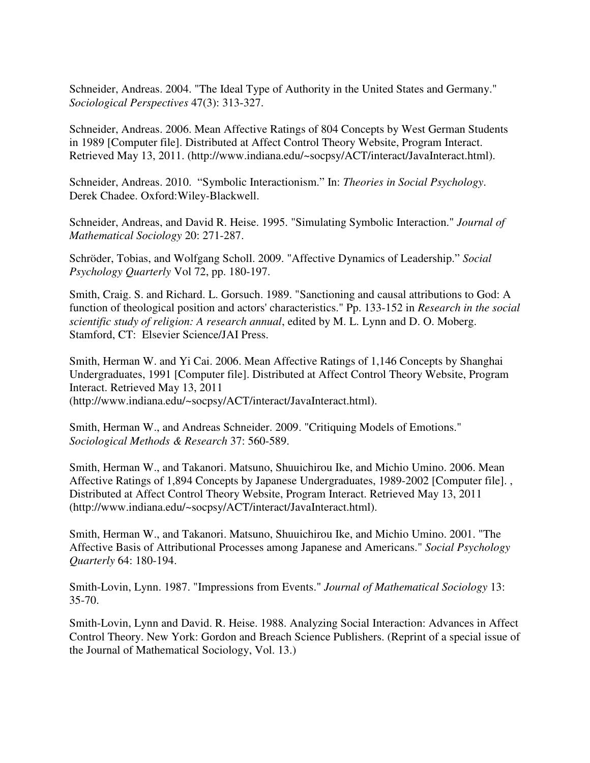Schneider, Andreas. 2004. "The Ideal Type of Authority in the United States and Germany." *Sociological Perspectives* 47(3): 313-327.

Schneider, Andreas. 2006. Mean Affective Ratings of 804 Concepts by West German Students in 1989 [Computer file]. Distributed at Affect Control Theory Website, Program Interact. Retrieved May 13, 2011. (http://www.indiana.edu/~socpsy/ACT/interact/JavaInteract.html).

Schneider, Andreas. 2010. "Symbolic Interactionism." In: *Theories in Social Psychology*. Derek Chadee. Oxford:Wiley-Blackwell.

Schneider, Andreas, and David R. Heise. 1995. "Simulating Symbolic Interaction." *Journal of Mathematical Sociology* 20: 271-287.

Schröder, Tobias, and Wolfgang Scholl. 2009. "Affective Dynamics of Leadership." *Social Psychology Quarterly* Vol 72, pp. 180-197.

Smith, Craig. S. and Richard. L. Gorsuch. 1989. "Sanctioning and causal attributions to God: A function of theological position and actors' characteristics." Pp. 133-152 in *Research in the social scientific study of religion: A research annual*, edited by M. L. Lynn and D. O. Moberg. Stamford, CT: Elsevier Science/JAI Press.

Smith, Herman W. and Yi Cai. 2006. Mean Affective Ratings of 1,146 Concepts by Shanghai Undergraduates, 1991 [Computer file]. Distributed at Affect Control Theory Website, Program Interact. Retrieved May 13, 2011 (http://www.indiana.edu/~socpsy/ACT/interact/JavaInteract.html).

Smith, Herman W., and Andreas Schneider. 2009. "Critiquing Models of Emotions." *Sociological Methods & Research* 37: 560-589.

Smith, Herman W., and Takanori. Matsuno, Shuuichirou Ike, and Michio Umino. 2006. Mean Affective Ratings of 1,894 Concepts by Japanese Undergraduates, 1989-2002 [Computer file]. , Distributed at Affect Control Theory Website, Program Interact. Retrieved May 13, 2011 (http://www.indiana.edu/~socpsy/ACT/interact/JavaInteract.html).

Smith, Herman W., and Takanori. Matsuno, Shuuichirou Ike, and Michio Umino. 2001. "The Affective Basis of Attributional Processes among Japanese and Americans." *Social Psychology Quarterly* 64: 180-194.

Smith-Lovin, Lynn. 1987. "Impressions from Events." *Journal of Mathematical Sociology* 13: 35-70.

Smith-Lovin, Lynn and David. R. Heise. 1988. Analyzing Social Interaction: Advances in Affect Control Theory. New York: Gordon and Breach Science Publishers. (Reprint of a special issue of the Journal of Mathematical Sociology, Vol. 13.)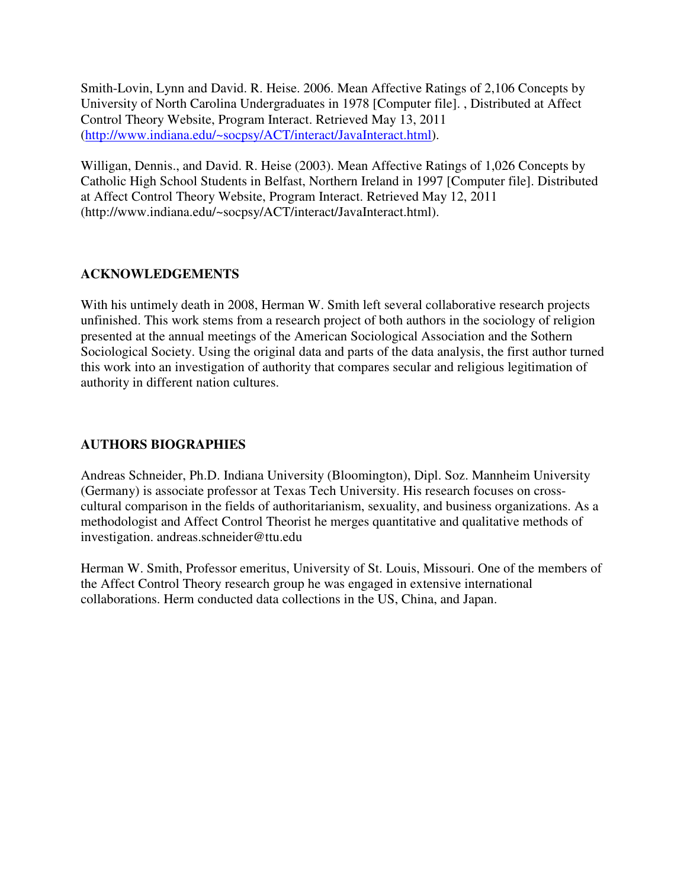Smith-Lovin, Lynn and David. R. Heise. 2006. Mean Affective Ratings of 2,106 Concepts by University of North Carolina Undergraduates in 1978 [Computer file]. , Distributed at Affect Control Theory Website, Program Interact. Retrieved May 13, 2011 (http://www.indiana.edu/~socpsy/ACT/interact/JavaInteract.html).

Willigan, Dennis., and David. R. Heise (2003). Mean Affective Ratings of 1,026 Concepts by Catholic High School Students in Belfast, Northern Ireland in 1997 [Computer file]. Distributed at Affect Control Theory Website, Program Interact. Retrieved May 12, 2011 (http://www.indiana.edu/~socpsy/ACT/interact/JavaInteract.html).

## ACKNOWLEDGEMENTS

With his untimely death in 2008, Herman W. Smith left several collaborative research projects unfinished. This work stems from a research project of both authors in the sociology of religion presented at the annual meetings of the American Sociological Association and the Sothern Sociological Society. Using the original data and parts of the data analysis, the first author turned this work into an investigation of authority that compares secular and religious legitimation of authority in different nation cultures.

## AUTHORS BIOGRAPHIES

Andreas Schneider, Ph.D. Indiana University (Bloomington), Dipl. Soz. Mannheim University (Germany) is associate professor at Texas Tech University. His research focuses on cross-cultural comparison in the fields of authoritarianism, sexuality, and business organizations. As a methodologist and Affect Control Theorist he merges quantitative and qualitative methods of investigation. andreas.schneider@ttu.edu

Herman W. Smith, Professor emeritus, University of St. Louis, Missouri. One of the members of the Affect Control Theory research group he was engaged in extensive international collaborations. Herm conducted data collections in the US, China, and Japan.